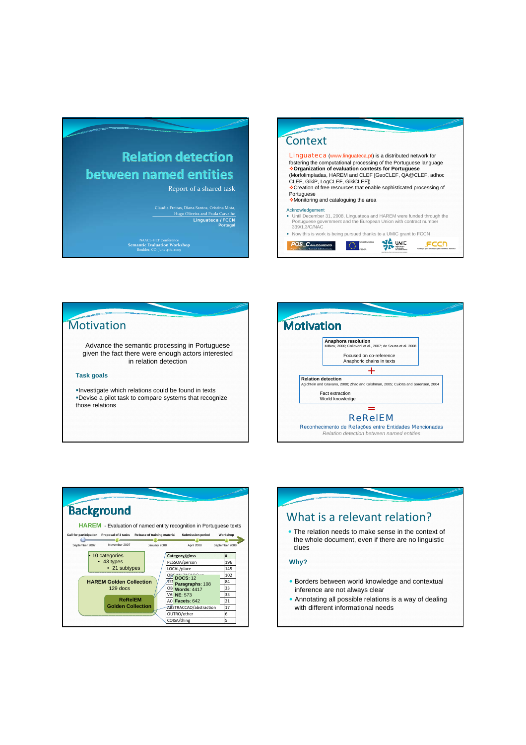# Relation detection between named entities

Report of a shared task

Cláudia Freitas, Diana Santos, Cristina Mota, Hugo Oliveira and Paula Carvalho

Linguateca / FCCN Portugal

NAACL-HLT Conference
Semantic Evaluation Workshop
Boulder, CO, June 4th, 2009

## Context

Linguateca (www.linguateca.pt) is a distributed network for fostering the computational processing of the Portuguese language

- **Organization of evaluation contests for Portuguese** (Morfolimpíadas, HAREM and CLEF [GeoCLEF, QA@CLEF, adhoc CLEF, GikiP, LogCLEF, GikiCLEF])
- Creation of free resources that enable sophisticated processing of Portuguese
- Monitoring and cataloguing the area

Acknowledgement

- Until December 31, 2008, Linguateca and HAREM were funded through the Portuguese government and the European Union with contract number 339/1.3/C/NAC
- Now this is work is being pursued thanks to a UMIC grant to FCCN

## Motivation

Advance the semantic processing in Portuguese given the fact there were enough actors interested in relation detection

**Task goals**

- Investigate which relations could be found in texts
- Devise a pilot task to compare systems that recognize those relations

## Motivation

**Anaphora resolution**
Mitkov, 2000; Collovoni et al., 2007; de Souza et al. 2008

Focused on co-reference
Anaphoric chains in texts

+

**Relation detection**
Agichtein and Gravano, 2000; Zhao and Grishman, 2005; Culotta and Sorensen, 2004

Fact extraction
World knowledge

=

ReRelEM
Reconhecimento de Relações entre Entidades Mencionadas
*Relation detection between named entities*

## Background

HAREM - Evaluation of named entity recognition in Portuguese texts

Call for participation (September 2007) – Proposal of 3 tasks (November 2007) – Release of training material (January 2008) – Submission period (April 2008) – Workshop (September 2008)

- 10 categories
  - 43 types
    - 21 subtypes

**HAREM Golden Collection**
129 docs

**ReRelEM Golden Collection**
**DOCS**: 12
**Paragraphs**: 108
**Words**: 4417
**NE**: 573
**Facets**: 642

| Category/gloss | # |
|---|---|
| PESSOA/person | 196 |
| LOCAL/place | 145 |
| ORGANIZACAO/org | 102 |
| TEM... | 84 |
| OB... | 33 |
| VA... | 33 |
| AC... | 21 |
| ABSTRACCAO/abstraction | 17 |
| OUTRO/other | 6 |
| COISA/thing | 5 |

## What is a relevant relation?

- The relation needs to make sense in the context of the whole document, even if there are no linguistic clues

**Why?**

- Borders between world knowledge and contextual inference are not always clear
- Annotating all possible relations is a way of dealing with different informational needs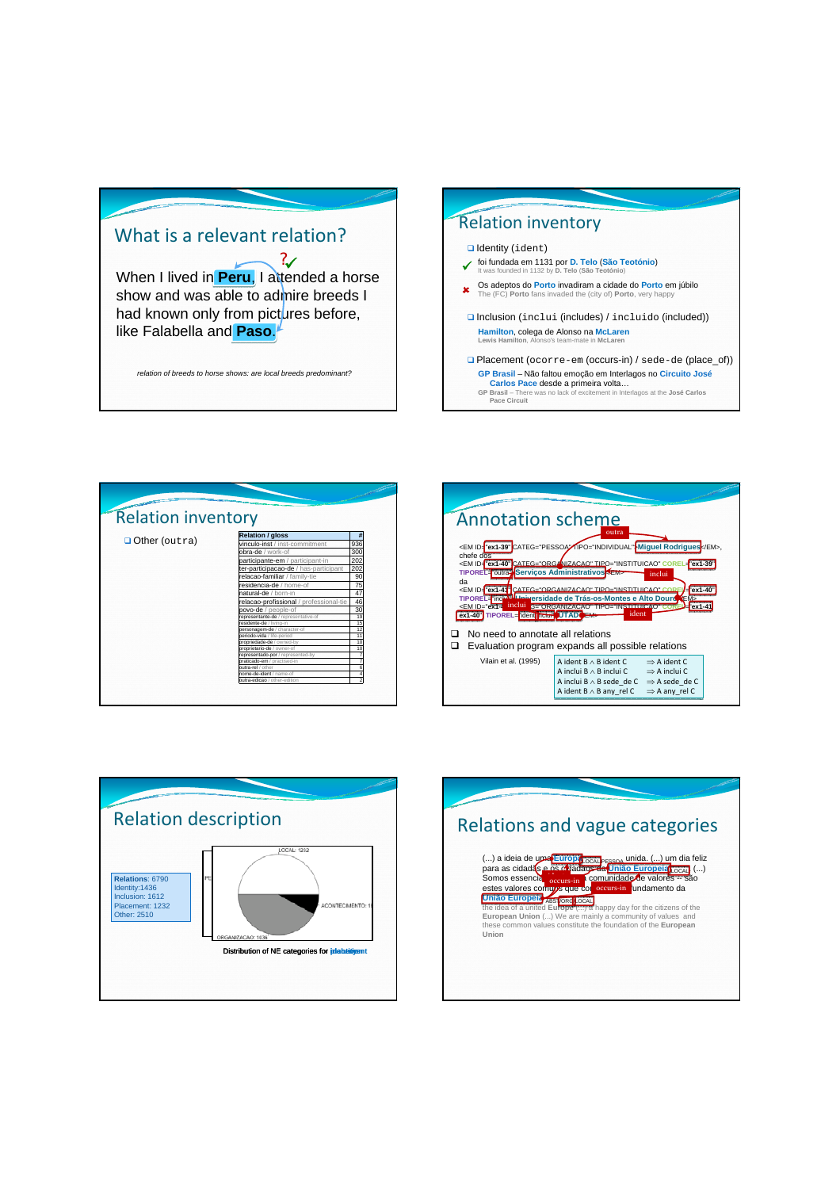## What is a relevant relation?

When I lived in **Peru**, I attended a horse show and was able to admire breeds I had known only from pictures before, like Falabella and **Paso**.

*relation of breeds to horse shows: are local breeds predominant?*

## Relation inventory

- Identity (`ident`)
  - ✓ foi fundada em 1131 por **D. Telo** (**São Teotónio**)
    It was founded in 1132 by **D. Telo** (**São Teotónio**)
  - ✗ Os adeptos do **Porto** invadiram a cidade do **Porto** em júbilo
    The (FC) **Porto** fans invaded the (city of) **Porto**, very happy
- Inclusion (`inclui` (includes) / `incluido` (included))
  - **Hamilton**, colega de Alonso na **McLaren**
    **Lewis Hamilton**, Alonso's team-mate in **McLaren**
- Placement (`ocorre-em` (occurs-in) / `sede-de` (place_of))
  - **GP Brasil** – Não faltou emoção em Interlagos no **Circuito José Carlos Pace** desde a primeira volta…
    **GP Brasil** – There was no lack of excitement in Interlagos at the **José Carlos Pace Circuit**

## Relation inventory

- Other (`outra`)

| Relation / gloss | # |
|---|---|
| vinculo-inst / inst-commitment | 936 |
| obra-de / work-of | 300 |
| participante-em / participant-in | 202 |
| ter-participacao-de / has-participant | 202 |
| relacao-familiar / family-tie | 90 |
| residencia-de / home-of | 75 |
| natural-de / born-in | 47 |
| relacao-profissional / professional-tie | 46 |
| povo-de / people-of | 30 |
| representante-de / representative-of | 19 |
| residente-de / living-in | 15 |
| personagem-de / character-of | 12 |
| periodo-vida / life-period | 11 |
| propriedade-de / owned-by | 10 |
| proprietario-de / owner-of | 10 |
| representado-por / represented-by | 7 |
| praticado-em / practised-in | 7 |
| outra-rel / other | 6 |
| nome-de-ident / name-of | 4 |
| outra-edicao / other-edition | 2 |

## Annotation scheme

<EM ID="ex1-39" CATEG="PESSOA" TIPO="INDIVIDUAL">Miguel Rodrigues</EM>, chefe dos
<EM ID="ex1-40" CATEG="ORGANIZACAO" TIPO="INSTITUICAO" COREL="ex1-39" TIPOREL="outra">Serviços Administrativos</EM>
da
<EM ID="ex1-41" CATEG="ORGANIZACAO" TIPO="INSTITUICAO" COREL="ex1-40" TIPOREL="inclui">Universidade de Trás-os-Montes e Alto Douro</EM>
<EM ID="ex1-..." CATEG="ORGANIZACAO" TIPO="INSTITUICAO" COREL="ex1-41 ex1-40" TIPOREL="ident inclui">UTAD</EM>

- No need to annotate all relations
- Evaluation program expands all possible relations

Vilain et al. (1995)

| | |
|---|---|
| A ident B ∧ B ident C | ⇒ A ident C |
| A inclui B ∧ B inclui C | ⇒ A inclui C |
| A inclui B ∧ B sede_de C | ⇒ A sede_de C |
| A ident B ∧ B any_rel C | ⇒ A any_rel C |

## Relation description

Relations: 6790
Identity: 1436
Inclusion: 1612
Placement: 1232
Other: 2510

LOCAL: 1212
ACONTECIMENTO
ORGANIZACAO: 1636

Distribution of NE categories for placement

## Relations and vague categories

(...) a ideia de uma **Europa** unida. (...) um dia feliz para as cidadãs e os cidadãos da **União Europeia** (...) Somos essencialmente uma comunidade de valores — são estes valores comuns que constituem o fundamento da **União Europeia**

the idea of a united **Europe** (...) a happy day for the citizens of the **European Union** (...) We are mainly a community of values and these common values constitute the foundation of the **European Union**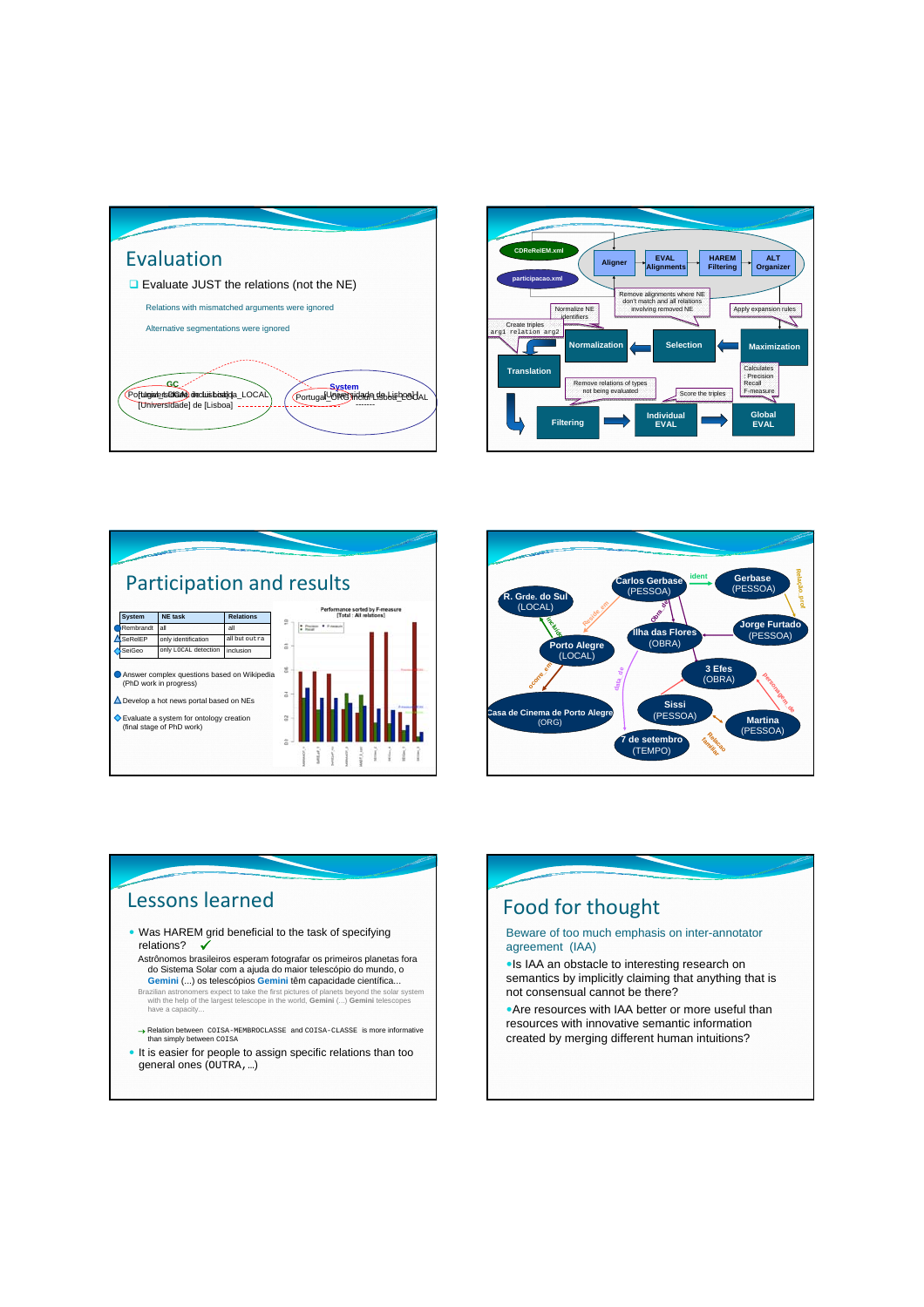## Evaluation

- Evaluate JUST the relations (not the NE)

Relations with mismatched arguments were ignored

Alternative segmentations were ignored

GC

[Universidade] de [Lisboa]

System

## Participation and results

| System | NE task | Relations |
|---|---|---|
| Rembrandt | all | all |
| SeRelEP | only identification | all but outra |
| SeiGeo | only LOCAL detection | inclusion |

- Answer complex questions based on Wikipedia (PhD work in progress)
- Develop a hot news portal based on NEs
- Evaluate a system for ontology creation (final stage of PhD work)

Performance sorted by F-measure [Total : All relations]

## Lessons learned

- Was HAREM grid beneficial to the task of specifying relations? ✓

Astrônomos brasileiros esperam fotografar os primeiros planetas fora do Sistema Solar com a ajuda do maior telescópio do mundo, o **Gemini** (...) os telescópios **Gemini** têm capacidade científica...

Brazilian astronomers expect to take the first pictures of planets beyond the solar system with the help of the largest telescope in the world, **Gemini** (...) **Gemini** telescopes have a capacity...

→ Relation between `COISA-MEMBROCLASSE` and `COISA-CLASSE` is more informative than simply between `COISA`

- It is easier for people to assign specific relations than too general ones (`OUTRA`, ...)

## Food for thought

Beware of too much emphasis on inter-annotator agreement (IAA)

- Is IAA an obstacle to interesting research on semantics by implicitly claiming that anything that is not consensual cannot be there?
- Are resources with IAA better or more useful than resources with innovative semantic information created by merging different human intuitions?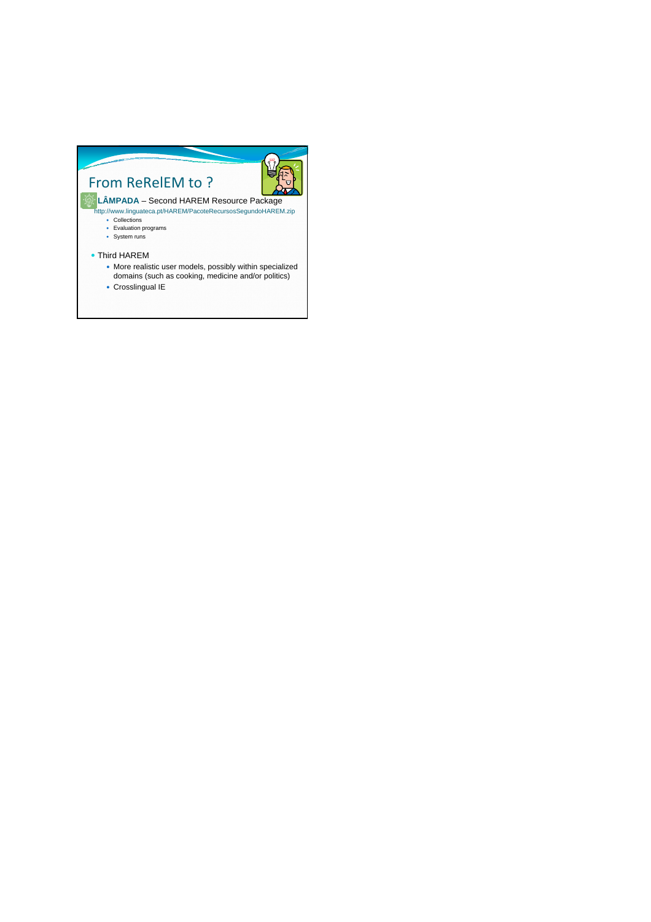# From ReRelEM to ?

**LÂMPADA** – Second HAREM Resource Package

http://www.linguateca.pt/HAREM/PacoteRecursosSegundoHAREM.zip

- Collections
- Evaluation programs
- System runs

- Third HAREM
  - More realistic user models, possibly within specialized domains (such as cooking, medicine and/or politics)
  - Crosslingual IE